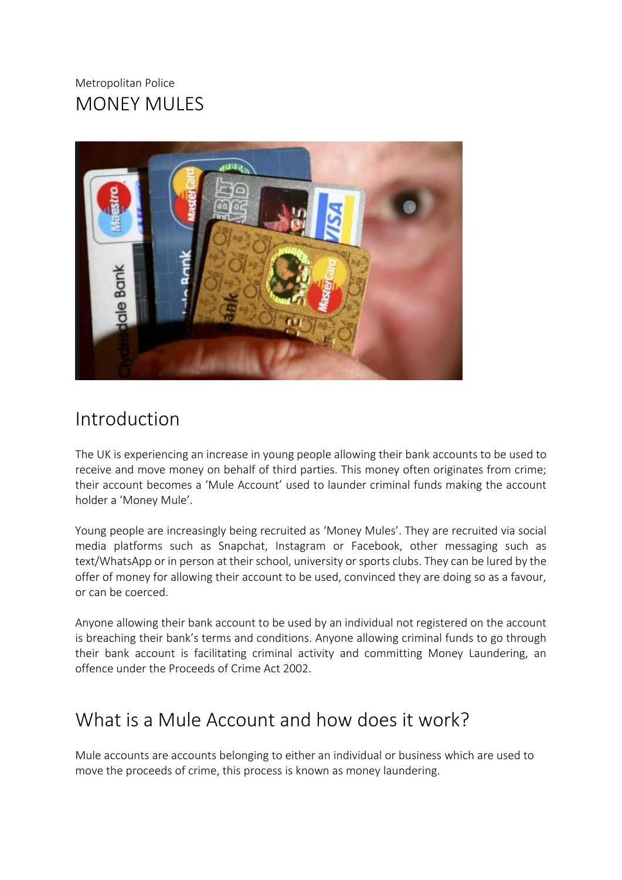Metropolitan Police

# MONEY MULES

## Introduction

The UK is experiencing an increase in young people allowing their bank accounts to be used to receive and move money on behalf of third parties. This money often originates from crime; their account becomes a 'Mule Account' used to launder criminal funds making the account holder a 'Money Mule'.

Young people are increasingly being recruited as 'Money Mules'. They are recruited via social media platforms such as Snapchat, Instagram or Facebook, other messaging such as text/WhatsApp or in person at their school, university or sports clubs. They can be lured by the offer of money for allowing their account to be used, convinced they are doing so as a favour, or can be coerced.

Anyone allowing their bank account to be used by an individual not registered on the account is breaching their bank's terms and conditions. Anyone allowing criminal funds to go through their bank account is facilitating criminal activity and committing Money Laundering, an offence under the Proceeds of Crime Act 2002.

## What is a Mule Account and how does it work?

Mule accounts are accounts belonging to either an individual or business which are used to move the proceeds of crime, this process is known as money laundering.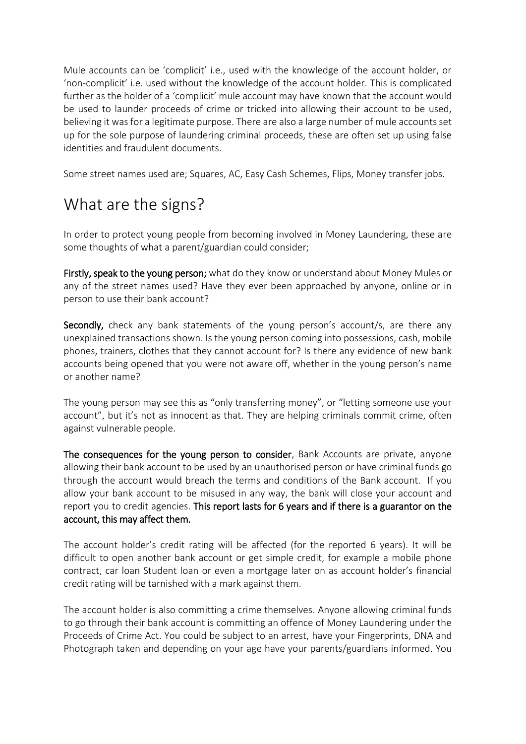Mule accounts can be 'complicit' i.e., used with the knowledge of the account holder, or 'non-complicit' i.e. used without the knowledge of the account holder. This is complicated further as the holder of a 'complicit' mule account may have known that the account would be used to launder proceeds of crime or tricked into allowing their account to be used, believing it was for a legitimate purpose. There are also a large number of mule accounts set up for the sole purpose of laundering criminal proceeds, these are often set up using false identities and fraudulent documents.

Some street names used are; Squares, AC, Easy Cash Schemes, Flips, Money transfer jobs.

## What are the signs?

In order to protect young people from becoming involved in Money Laundering, these are some thoughts of what a parent/guardian could consider;

**Firstly, speak to the young person;** what do they know or understand about Money Mules or any of the street names used? Have they ever been approached by anyone, online or in person to use their bank account?

**Secondly,** check any bank statements of the young person's account/s, are there any unexplained transactions shown. Is the young person coming into possessions, cash, mobile phones, trainers, clothes that they cannot account for? Is there any evidence of new bank accounts being opened that you were not aware off, whether in the young person's name or another name?

The young person may see this as "only transferring money", or "letting someone use your account", but it's not as innocent as that. They are helping criminals commit crime, often against vulnerable people.

**The consequences for the young person to consider**, Bank Accounts are private, anyone allowing their bank account to be used by an unauthorised person or have criminal funds go through the account would breach the terms and conditions of the Bank account. If you allow your bank account to be misused in any way, the bank will close your account and report you to credit agencies. **This report lasts for 6 years and if there is a guarantor on the account, this may affect them.**

The account holder's credit rating will be affected (for the reported 6 years). It will be difficult to open another bank account or get simple credit, for example a mobile phone contract, car loan Student loan or even a mortgage later on as account holder's financial credit rating will be tarnished with a mark against them.

The account holder is also committing a crime themselves. Anyone allowing criminal funds to go through their bank account is committing an offence of Money Laundering under the Proceeds of Crime Act. You could be subject to an arrest, have your Fingerprints, DNA and Photograph taken and depending on your age have your parents/guardians informed. You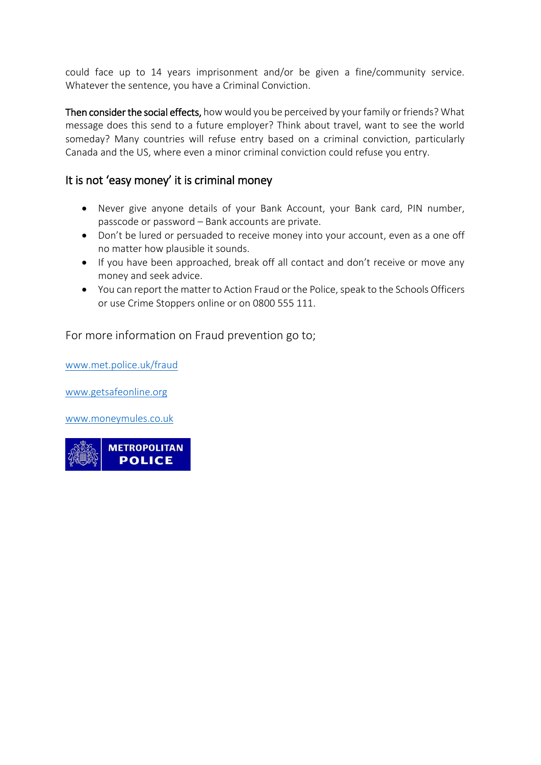could face up to 14 years imprisonment and/or be given a fine/community service. Whatever the sentence, you have a Criminal Conviction.

**Then consider the social effects,** how would you be perceived by your family or friends? What message does this send to a future employer? Think about travel, want to see the world someday? Many countries will refuse entry based on a criminal conviction, particularly Canada and the US, where even a minor criminal conviction could refuse you entry.

## It is not 'easy money' it is criminal money

- Never give anyone details of your Bank Account, your Bank card, PIN number, passcode or password – Bank accounts are private.
- Don't be lured or persuaded to receive money into your account, even as a one off no matter how plausible it sounds.
- If you have been approached, break off all contact and don't receive or move any money and seek advice.
- You can report the matter to Action Fraud or the Police, speak to the Schools Officers or use Crime Stoppers online or on 0800 555 111.

For more information on Fraud prevention go to;

www.met.police.uk/fraud

www.getsafeonline.org

www.moneymules.co.uk

METROPOLITAN POLICE